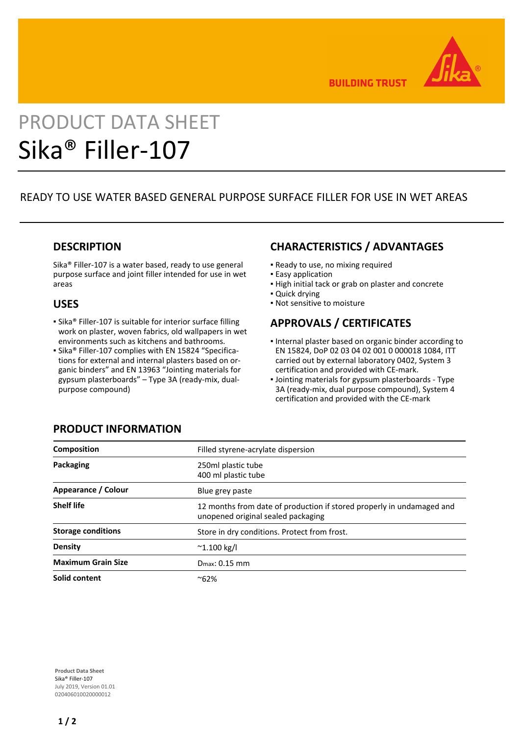# PRODUCT DATA SHEET

# Sika® Filler-107

READY TO USE WATER BASED GENERAL PURPOSE SURFACE FILLER FOR USE IN WET AREAS

## DESCRIPTION

Sika® Filler-107 is a water based, ready to use general purpose surface and joint filler intended for use in wet areas

## USES

- Sika® Filler-107 is suitable for interior surface filling work on plaster, woven fabrics, old wallpapers in wet environments such as kitchens and bathrooms.
- Sika® Filler-107 complies with EN 15824 "Specifications for external and internal plasters based on organic binders" and EN 13963 "Jointing materials for gypsum plasterboards" – Type 3A (ready-mix, dual-purpose compound)

## CHARACTERISTICS / ADVANTAGES

- Ready to use, no mixing required
- Easy application
- High initial tack or grab on plaster and concrete
- Quick drying
- Not sensitive to moisture

## APPROVALS / CERTIFICATES

- Internal plaster based on organic binder according to EN 15824, DoP 02 03 04 02 001 0 000018 1084, ITT carried out by external laboratory 0402, System 3 certification and provided with CE-mark.
- Jointing materials for gypsum plasterboards - Type 3A (ready-mix, dual purpose compound), System 4 certification and provided with the CE-mark

## PRODUCT INFORMATION

| | |
|---|---|
| **Composition** | Filled styrene-acrylate dispersion |
| **Packaging** | 250ml plastic tube<br>400 ml plastic tube |
| **Appearance / Colour** | Blue grey paste |
| **Shelf life** | 12 months from date of production if stored properly in undamaged and unopened original sealed packaging |
| **Storage conditions** | Store in dry conditions. Protect from frost. |
| **Density** | ~1.100 kg/l |
| **Maximum Grain Size** | $D_{max}$: 0.15 mm |
| **Solid content** | ~62% |

**Product Data Sheet**
Sika® Filler-107
July 2019, Version 01.01
020406010020000012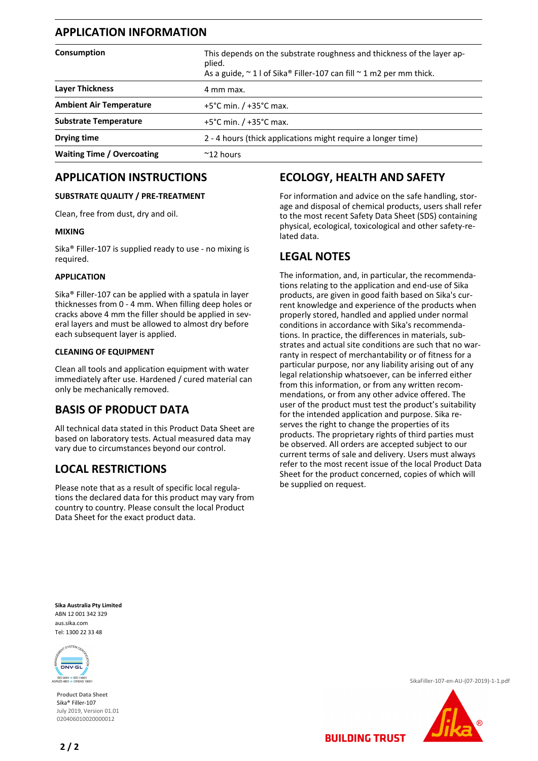## APPLICATION INFORMATION

| | |
|---|---|
| **Consumption** | This depends on the substrate roughness and thickness of the layer applied.<br>As a guide, ~ 1 l of Sika® Filler-107 can fill ~ 1 m2 per mm thick. |
| **Layer Thickness** | 4 mm max. |
| **Ambient Air Temperature** | +5°C min. / +35°C max. |
| **Substrate Temperature** | +5°C min. / +35°C max. |
| **Drying time** | 2 - 4 hours (thick applications might require a longer time) |
| **Waiting Time / Overcoating** | ~12 hours |

## APPLICATION INSTRUCTIONS

### SUBSTRATE QUALITY / PRE-TREATMENT

Clean, free from dust, dry and oil.

### MIXING

Sika® Filler-107 is supplied ready to use - no mixing is required.

### APPLICATION

Sika® Filler-107 can be applied with a spatula in layer thicknesses from 0 - 4 mm. When filling deep holes or cracks above 4 mm the filler should be applied in several layers and must be allowed to almost dry before each subsequent layer is applied.

### CLEANING OF EQUIPMENT

Clean all tools and application equipment with water immediately after use. Hardened / cured material can only be mechanically removed.

## BASIS OF PRODUCT DATA

All technical data stated in this Product Data Sheet are based on laboratory tests. Actual measured data may vary due to circumstances beyond our control.

## LOCAL RESTRICTIONS

Please note that as a result of specific local regulations the declared data for this product may vary from country to country. Please consult the local Product Data Sheet for the exact product data.

## ECOLOGY, HEALTH AND SAFETY

For information and advice on the safe handling, storage and disposal of chemical products, users shall refer to the most recent Safety Data Sheet (SDS) containing physical, ecological, toxicological and other safety-related data.

## LEGAL NOTES

The information, and, in particular, the recommendations relating to the application and end-use of Sika products, are given in good faith based on Sika's current knowledge and experience of the products when properly stored, handled and applied under normal conditions in accordance with Sika's recommendations. In practice, the differences in materials, substrates and actual site conditions are such that no warranty in respect of merchantability or of fitness for a particular purpose, nor any liability arising out of any legal relationship whatsoever, can be inferred either from this information, or from any written recommendations, or from any other advice offered. The user of the product must test the product's suitability for the intended application and purpose. Sika reserves the right to change the properties of its products. The proprietary rights of third parties must be observed. All orders are accepted subject to our current terms of sale and delivery. Users must always refer to the most recent issue of the local Product Data Sheet for the product concerned, copies of which will be supplied on request.

**Sika Australia Pty Limited**
ABN 12 001 342 329
aus.sika.com
Tel: 1300 22 33 48

**Product Data Sheet**
Sika® Filler-107
July 2019, Version 01.01
020406010020000012

SikaFiller-107-en-AU-(07-2019)-1-1.pdf